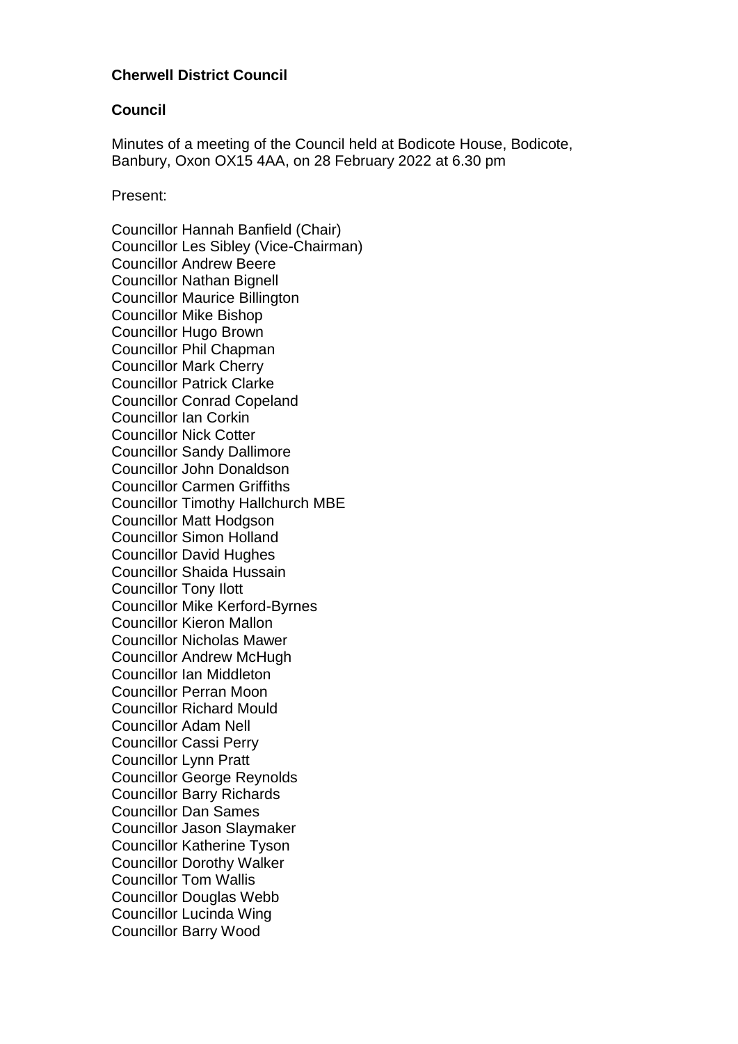**Cherwell District Council**

**Council**

Minutes of a meeting of the Council held at Bodicote House, Bodicote, Banbury, Oxon OX15 4AA, on 28 February 2022 at 6.30 pm

Present:

Councillor Hannah Banfield (Chair)
Councillor Les Sibley (Vice-Chairman)
Councillor Andrew Beere
Councillor Nathan Bignell
Councillor Maurice Billington
Councillor Mike Bishop
Councillor Hugo Brown
Councillor Phil Chapman
Councillor Mark Cherry
Councillor Patrick Clarke
Councillor Conrad Copeland
Councillor Ian Corkin
Councillor Nick Cotter
Councillor Sandy Dallimore
Councillor John Donaldson
Councillor Carmen Griffiths
Councillor Timothy Hallchurch MBE
Councillor Matt Hodgson
Councillor Simon Holland
Councillor David Hughes
Councillor Shaida Hussain
Councillor Tony Ilott
Councillor Mike Kerford-Byrnes
Councillor Kieron Mallon
Councillor Nicholas Mawer
Councillor Andrew McHugh
Councillor Ian Middleton
Councillor Perran Moon
Councillor Richard Mould
Councillor Adam Nell
Councillor Cassi Perry
Councillor Lynn Pratt
Councillor George Reynolds
Councillor Barry Richards
Councillor Dan Sames
Councillor Jason Slaymaker
Councillor Katherine Tyson
Councillor Dorothy Walker
Councillor Tom Wallis
Councillor Douglas Webb
Councillor Lucinda Wing
Councillor Barry Wood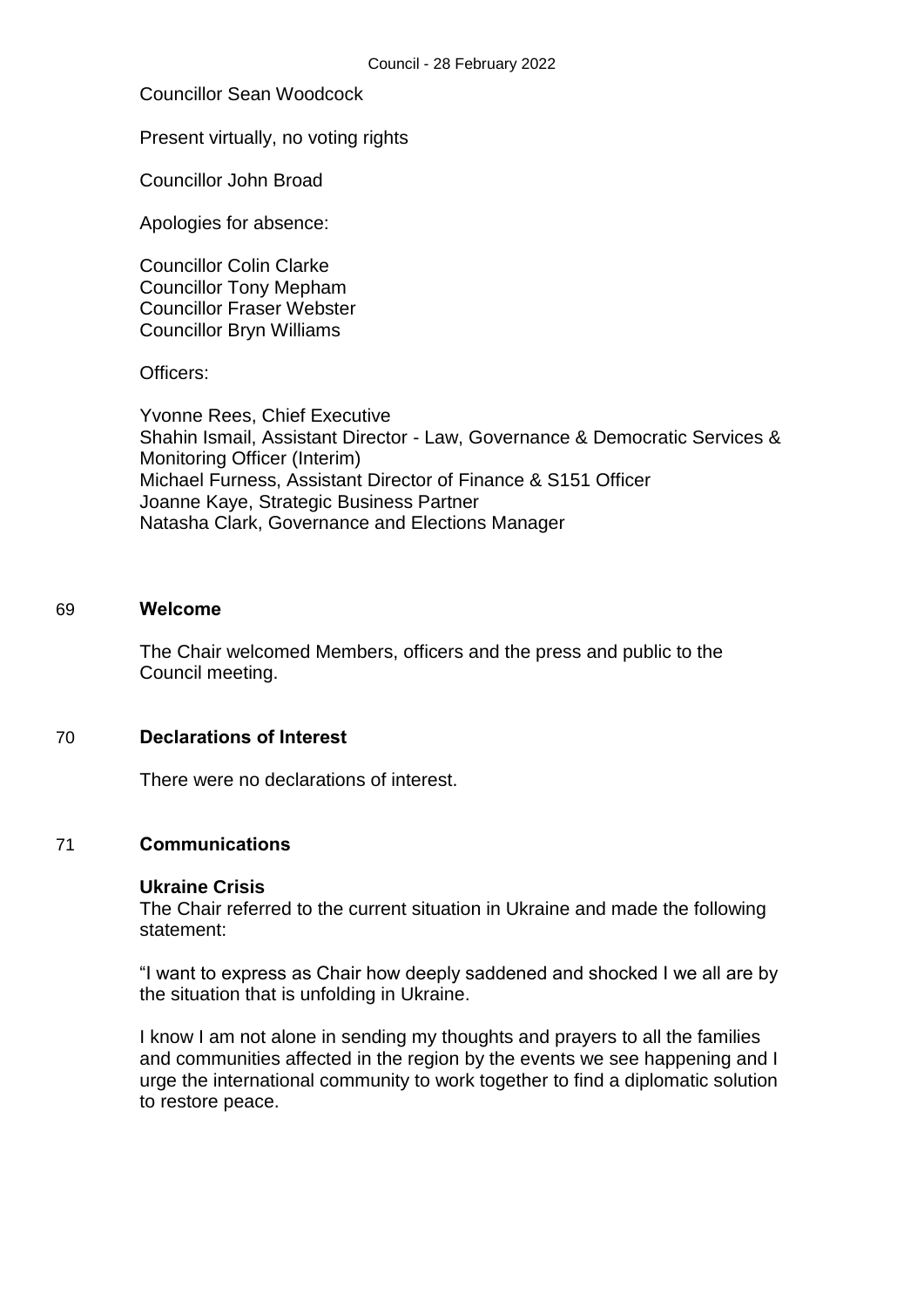Councillor Sean Woodcock

Present virtually, no voting rights

Councillor John Broad

Apologies for absence:

Councillor Colin Clarke
Councillor Tony Mepham
Councillor Fraser Webster
Councillor Bryn Williams

Officers:

Yvonne Rees, Chief Executive
Shahin Ismail, Assistant Director - Law, Governance & Democratic Services & Monitoring Officer (Interim)
Michael Furness, Assistant Director of Finance & S151 Officer
Joanne Kaye, Strategic Business Partner
Natasha Clark, Governance and Elections Manager

## 69 Welcome

The Chair welcomed Members, officers and the press and public to the Council meeting.

## 70 Declarations of Interest

There were no declarations of interest.

## 71 Communications

**Ukraine Crisis**

The Chair referred to the current situation in Ukraine and made the following statement:

"I want to express as Chair how deeply saddened and shocked I we all are by the situation that is unfolding in Ukraine.

I know I am not alone in sending my thoughts and prayers to all the families and communities affected in the region by the events we see happening and I urge the international community to work together to find a diplomatic solution to restore peace.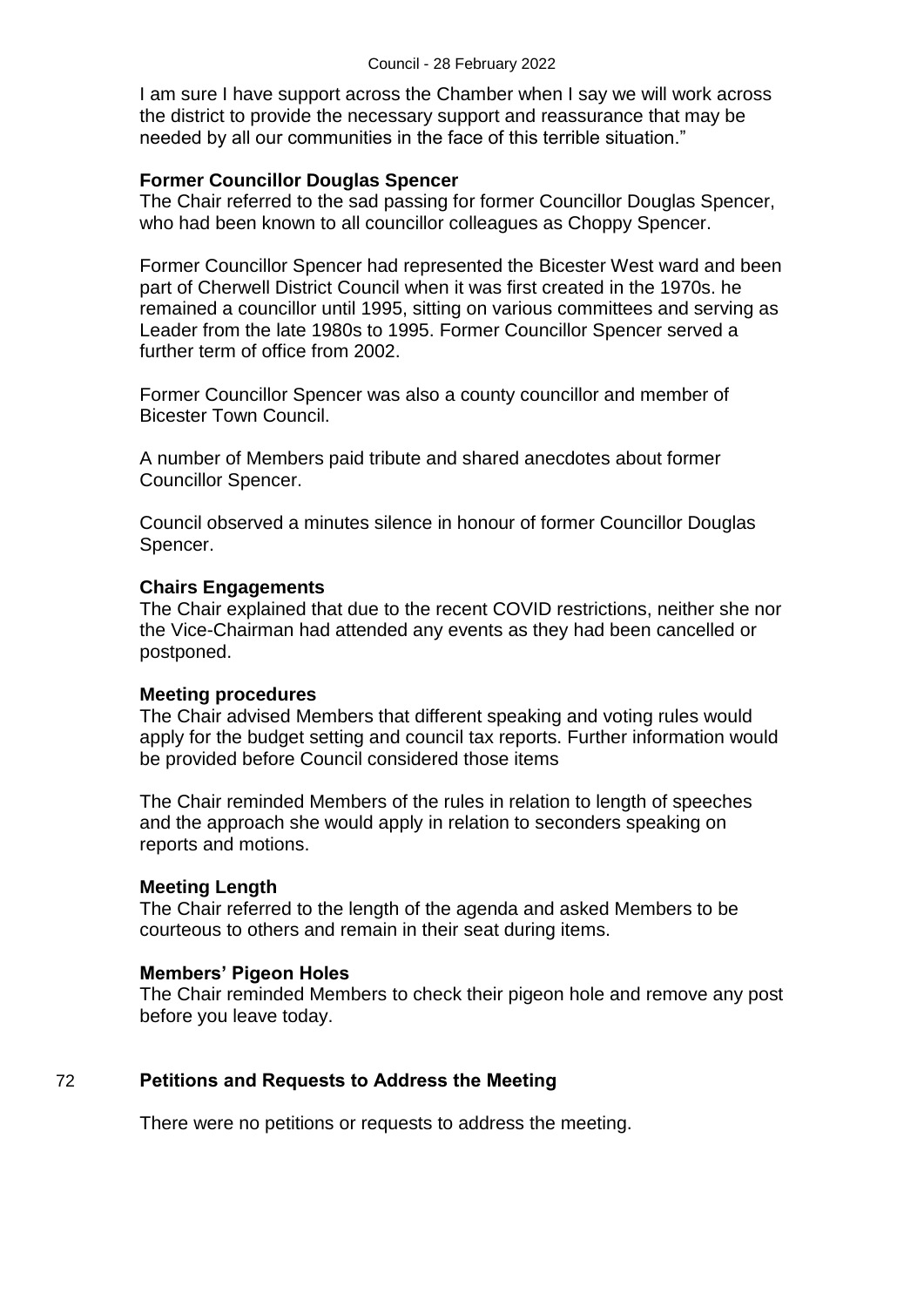I am sure I have support across the Chamber when I say we will work across the district to provide the necessary support and reassurance that may be needed by all our communities in the face of this terrible situation."

**Former Councillor Douglas Spencer**
The Chair referred to the sad passing for former Councillor Douglas Spencer, who had been known to all councillor colleagues as Choppy Spencer.

Former Councillor Spencer had represented the Bicester West ward and been part of Cherwell District Council when it was first created in the 1970s. he remained a councillor until 1995, sitting on various committees and serving as Leader from the late 1980s to 1995. Former Councillor Spencer served a further term of office from 2002.

Former Councillor Spencer was also a county councillor and member of Bicester Town Council.

A number of Members paid tribute and shared anecdotes about former Councillor Spencer.

Council observed a minutes silence in honour of former Councillor Douglas Spencer.

**Chairs Engagements**
The Chair explained that due to the recent COVID restrictions, neither she nor the Vice-Chairman had attended any events as they had been cancelled or postponed.

**Meeting procedures**
The Chair advised Members that different speaking and voting rules would apply for the budget setting and council tax reports. Further information would be provided before Council considered those items

The Chair reminded Members of the rules in relation to length of speeches and the approach she would apply in relation to seconders speaking on reports and motions.

**Meeting Length**
The Chair referred to the length of the agenda and asked Members to be courteous to others and remain in their seat during items.

**Members' Pigeon Holes**
The Chair reminded Members to check their pigeon hole and remove any post before you leave today.

## 72 Petitions and Requests to Address the Meeting

There were no petitions or requests to address the meeting.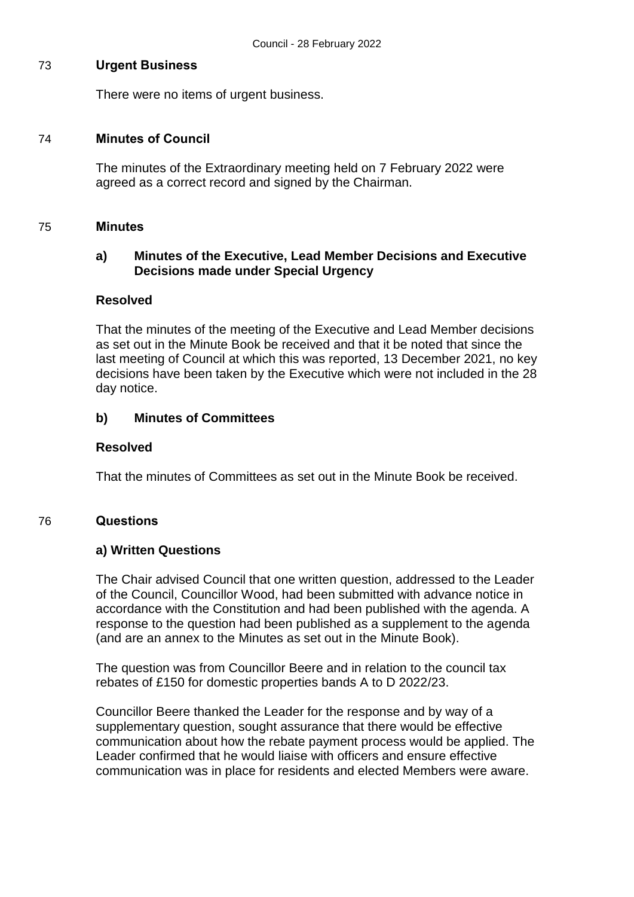## 73 Urgent Business

There were no items of urgent business.

## 74 Minutes of Council

The minutes of the Extraordinary meeting held on 7 February 2022 were agreed as a correct record and signed by the Chairman.

## 75 Minutes

### a) Minutes of the Executive, Lead Member Decisions and Executive Decisions made under Special Urgency

**Resolved**

That the minutes of the meeting of the Executive and Lead Member decisions as set out in the Minute Book be received and that it be noted that since the last meeting of Council at which this was reported, 13 December 2021, no key decisions have been taken by the Executive which were not included in the 28 day notice.

### b) Minutes of Committees

**Resolved**

That the minutes of Committees as set out in the Minute Book be received.

## 76 Questions

### a) Written Questions

The Chair advised Council that one written question, addressed to the Leader of the Council, Councillor Wood, had been submitted with advance notice in accordance with the Constitution and had been published with the agenda. A response to the question had been published as a supplement to the agenda (and are an annex to the Minutes as set out in the Minute Book).

The question was from Councillor Beere and in relation to the council tax rebates of £150 for domestic properties bands A to D 2022/23.

Councillor Beere thanked the Leader for the response and by way of a supplementary question, sought assurance that there would be effective communication about how the rebate payment process would be applied. The Leader confirmed that he would liaise with officers and ensure effective communication was in place for residents and elected Members were aware.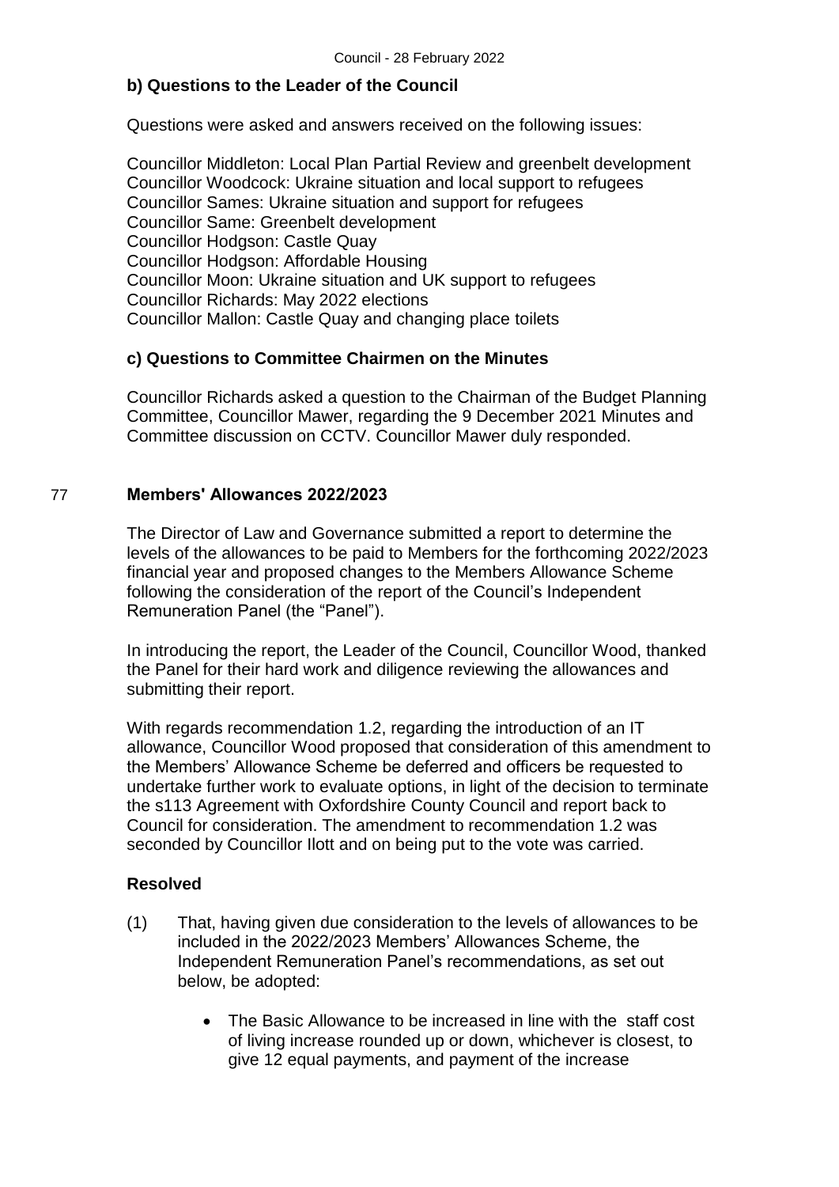**b) Questions to the Leader of the Council**

Questions were asked and answers received on the following issues:

Councillor Middleton: Local Plan Partial Review and greenbelt development
Councillor Woodcock: Ukraine situation and local support to refugees
Councillor Sames: Ukraine situation and support for refugees
Councillor Same: Greenbelt development
Councillor Hodgson: Castle Quay
Councillor Hodgson: Affordable Housing
Councillor Moon: Ukraine situation and UK support to refugees
Councillor Richards: May 2022 elections
Councillor Mallon: Castle Quay and changing place toilets

**c) Questions to Committee Chairmen on the Minutes**

Councillor Richards asked a question to the Chairman of the Budget Planning Committee, Councillor Mawer, regarding the 9 December 2021 Minutes and Committee discussion on CCTV. Councillor Mawer duly responded.

## 77 Members' Allowances 2022/2023

The Director of Law and Governance submitted a report to determine the levels of the allowances to be paid to Members for the forthcoming 2022/2023 financial year and proposed changes to the Members Allowance Scheme following the consideration of the report of the Council's Independent Remuneration Panel (the "Panel").

In introducing the report, the Leader of the Council, Councillor Wood, thanked the Panel for their hard work and diligence reviewing the allowances and submitting their report.

With regards recommendation 1.2, regarding the introduction of an IT allowance, Councillor Wood proposed that consideration of this amendment to the Members' Allowance Scheme be deferred and officers be requested to undertake further work to evaluate options, in light of the decision to terminate the s113 Agreement with Oxfordshire County Council and report back to Council for consideration. The amendment to recommendation 1.2 was seconded by Councillor Ilott and on being put to the vote was carried.

**Resolved**

(1) That, having given due consideration to the levels of allowances to be included in the 2022/2023 Members' Allowances Scheme, the Independent Remuneration Panel's recommendations, as set out below, be adopted:

- The Basic Allowance to be increased in line with the staff cost of living increase rounded up or down, whichever is closest, to give 12 equal payments, and payment of the increase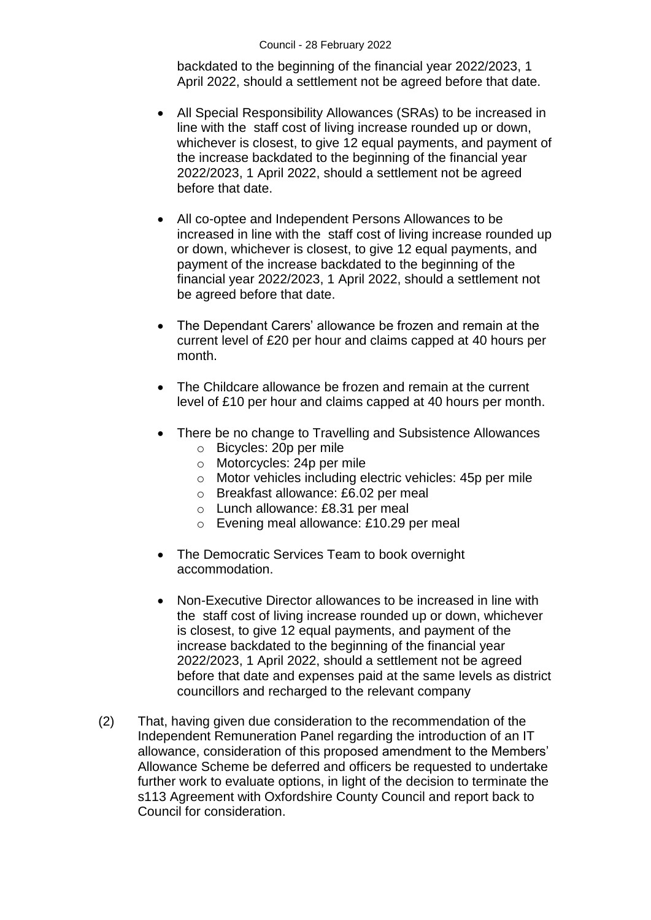backdated to the beginning of the financial year 2022/2023, 1 April 2022, should a settlement not be agreed before that date.

- All Special Responsibility Allowances (SRAs) to be increased in line with the staff cost of living increase rounded up or down, whichever is closest, to give 12 equal payments, and payment of the increase backdated to the beginning of the financial year 2022/2023, 1 April 2022, should a settlement not be agreed before that date.

- All co-optee and Independent Persons Allowances to be increased in line with the staff cost of living increase rounded up or down, whichever is closest, to give 12 equal payments, and payment of the increase backdated to the beginning of the financial year 2022/2023, 1 April 2022, should a settlement not be agreed before that date.

- The Dependant Carers' allowance be frozen and remain at the current level of £20 per hour and claims capped at 40 hours per month.

- The Childcare allowance be frozen and remain at the current level of £10 per hour and claims capped at 40 hours per month.

- There be no change to Travelling and Subsistence Allowances
  - Bicycles: 20p per mile
  - Motorcycles: 24p per mile
  - Motor vehicles including electric vehicles: 45p per mile
  - Breakfast allowance: £6.02 per meal
  - Lunch allowance: £8.31 per meal
  - Evening meal allowance: £10.29 per meal

- The Democratic Services Team to book overnight accommodation.

- Non-Executive Director allowances to be increased in line with the staff cost of living increase rounded up or down, whichever is closest, to give 12 equal payments, and payment of the increase backdated to the beginning of the financial year 2022/2023, 1 April 2022, should a settlement not be agreed before that date and expenses paid at the same levels as district councillors and recharged to the relevant company

(2) That, having given due consideration to the recommendation of the Independent Remuneration Panel regarding the introduction of an IT allowance, consideration of this proposed amendment to the Members' Allowance Scheme be deferred and officers be requested to undertake further work to evaluate options, in light of the decision to terminate the s113 Agreement with Oxfordshire County Council and report back to Council for consideration.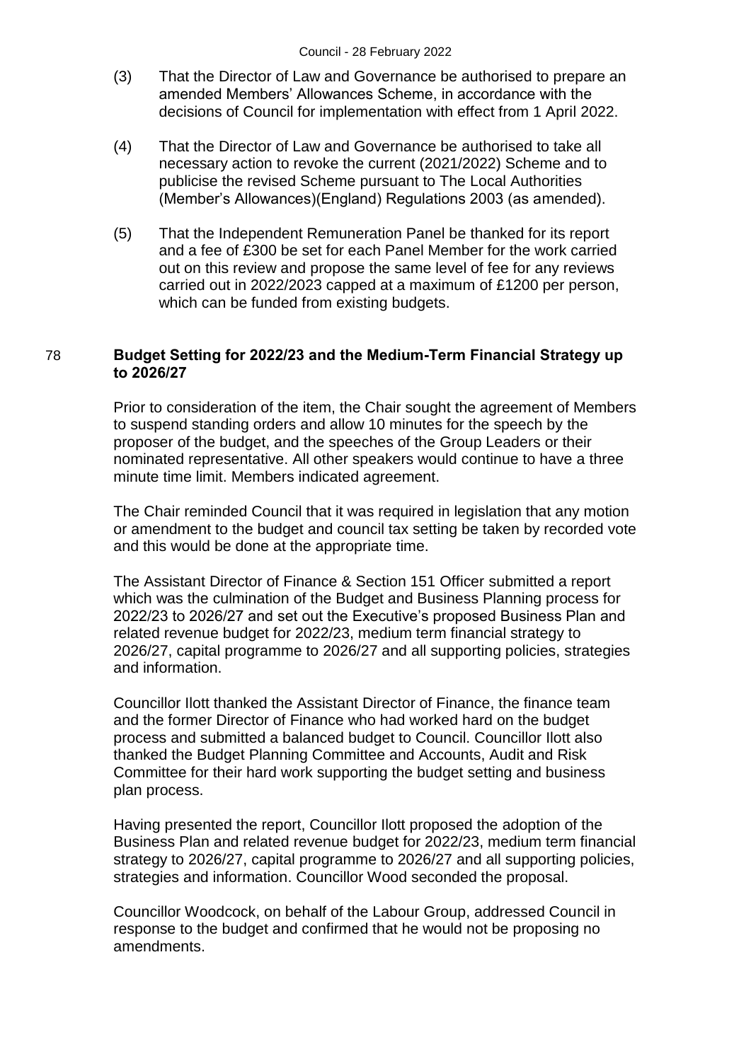(3) That the Director of Law and Governance be authorised to prepare an amended Members' Allowances Scheme, in accordance with the decisions of Council for implementation with effect from 1 April 2022.

(4) That the Director of Law and Governance be authorised to take all necessary action to revoke the current (2021/2022) Scheme and to publicise the revised Scheme pursuant to The Local Authorities (Member's Allowances)(England) Regulations 2003 (as amended).

(5) That the Independent Remuneration Panel be thanked for its report and a fee of £300 be set for each Panel Member for the work carried out on this review and propose the same level of fee for any reviews carried out in 2022/2023 capped at a maximum of £1200 per person, which can be funded from existing budgets.

## 78 Budget Setting for 2022/23 and the Medium-Term Financial Strategy up to 2026/27

Prior to consideration of the item, the Chair sought the agreement of Members to suspend standing orders and allow 10 minutes for the speech by the proposer of the budget, and the speeches of the Group Leaders or their nominated representative. All other speakers would continue to have a three minute time limit. Members indicated agreement.

The Chair reminded Council that it was required in legislation that any motion or amendment to the budget and council tax setting be taken by recorded vote and this would be done at the appropriate time.

The Assistant Director of Finance & Section 151 Officer submitted a report which was the culmination of the Budget and Business Planning process for 2022/23 to 2026/27 and set out the Executive's proposed Business Plan and related revenue budget for 2022/23, medium term financial strategy to 2026/27, capital programme to 2026/27 and all supporting policies, strategies and information.

Councillor Ilott thanked the Assistant Director of Finance, the finance team and the former Director of Finance who had worked hard on the budget process and submitted a balanced budget to Council. Councillor Ilott also thanked the Budget Planning Committee and Accounts, Audit and Risk Committee for their hard work supporting the budget setting and business plan process.

Having presented the report, Councillor Ilott proposed the adoption of the Business Plan and related revenue budget for 2022/23, medium term financial strategy to 2026/27, capital programme to 2026/27 and all supporting policies, strategies and information. Councillor Wood seconded the proposal.

Councillor Woodcock, on behalf of the Labour Group, addressed Council in response to the budget and confirmed that he would not be proposing no amendments.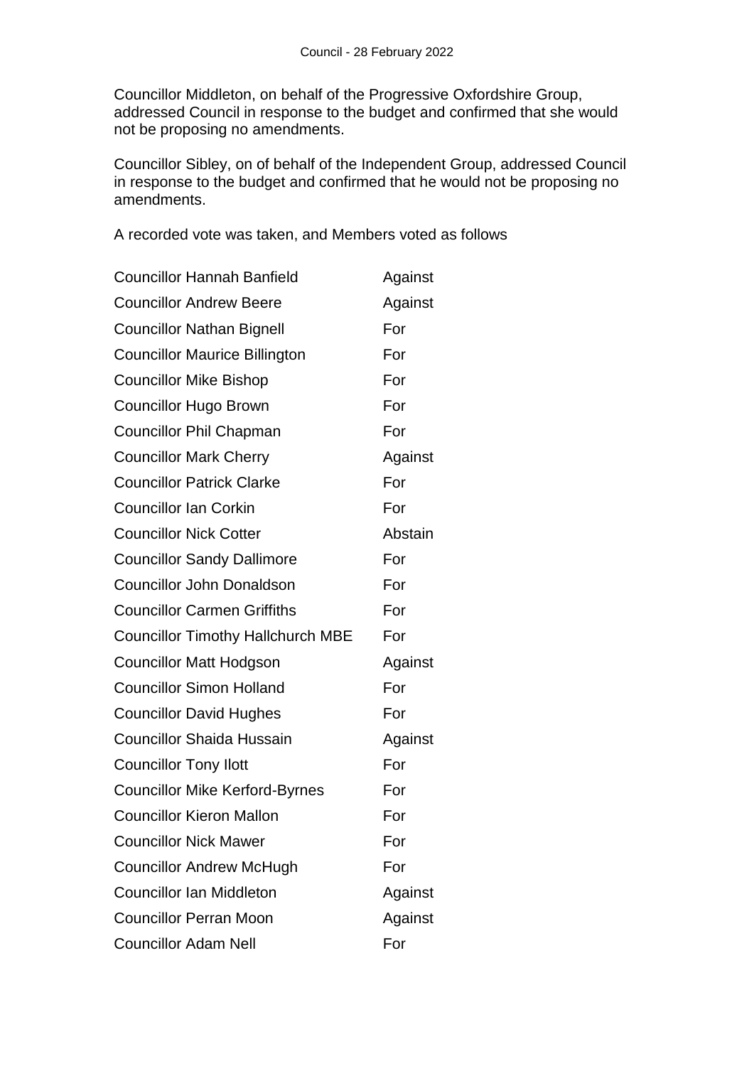Councillor Middleton, on behalf of the Progressive Oxfordshire Group, addressed Council in response to the budget and confirmed that she would not be proposing no amendments.

Councillor Sibley, on of behalf of the Independent Group, addressed Council in response to the budget and confirmed that he would not be proposing no amendments.

A recorded vote was taken, and Members voted as follows

| | |
|---|---|
| Councillor Hannah Banfield | Against |
| Councillor Andrew Beere | Against |
| Councillor Nathan Bignell | For |
| Councillor Maurice Billington | For |
| Councillor Mike Bishop | For |
| Councillor Hugo Brown | For |
| Councillor Phil Chapman | For |
| Councillor Mark Cherry | Against |
| Councillor Patrick Clarke | For |
| Councillor Ian Corkin | For |
| Councillor Nick Cotter | Abstain |
| Councillor Sandy Dallimore | For |
| Councillor John Donaldson | For |
| Councillor Carmen Griffiths | For |
| Councillor Timothy Hallchurch MBE | For |
| Councillor Matt Hodgson | Against |
| Councillor Simon Holland | For |
| Councillor David Hughes | For |
| Councillor Shaida Hussain | Against |
| Councillor Tony Ilott | For |
| Councillor Mike Kerford-Byrnes | For |
| Councillor Kieron Mallon | For |
| Councillor Nick Mawer | For |
| Councillor Andrew McHugh | For |
| Councillor Ian Middleton | Against |
| Councillor Perran Moon | Against |
| Councillor Adam Nell | For |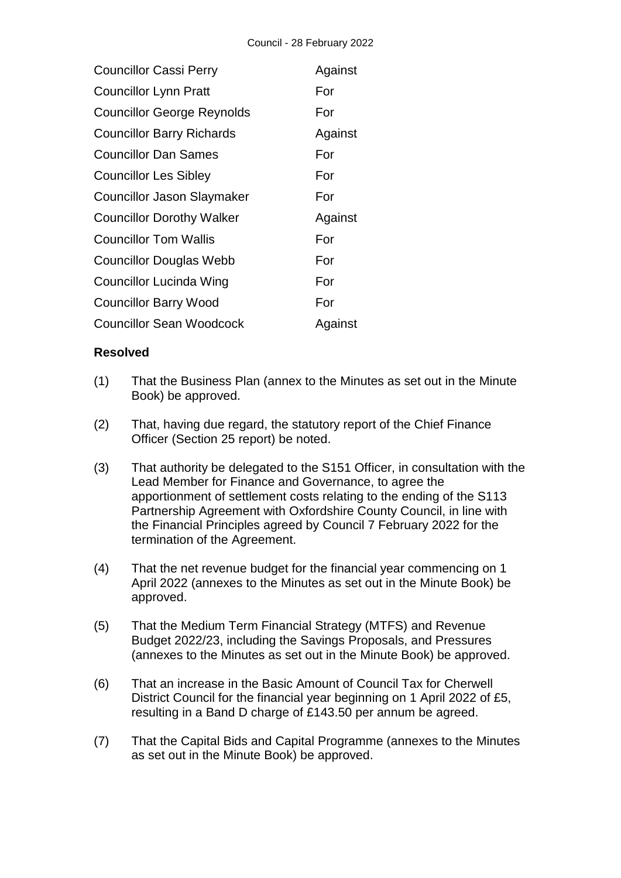| | |
|---|---|
| Councillor Cassi Perry | Against |
| Councillor Lynn Pratt | For |
| Councillor George Reynolds | For |
| Councillor Barry Richards | Against |
| Councillor Dan Sames | For |
| Councillor Les Sibley | For |
| Councillor Jason Slaymaker | For |
| Councillor Dorothy Walker | Against |
| Councillor Tom Wallis | For |
| Councillor Douglas Webb | For |
| Councillor Lucinda Wing | For |
| Councillor Barry Wood | For |
| Councillor Sean Woodcock | Against |

**Resolved**

(1) That the Business Plan (annex to the Minutes as set out in the Minute Book) be approved.

(2) That, having due regard, the statutory report of the Chief Finance Officer (Section 25 report) be noted.

(3) That authority be delegated to the S151 Officer, in consultation with the Lead Member for Finance and Governance, to agree the apportionment of settlement costs relating to the ending of the S113 Partnership Agreement with Oxfordshire County Council, in line with the Financial Principles agreed by Council 7 February 2022 for the termination of the Agreement.

(4) That the net revenue budget for the financial year commencing on 1 April 2022 (annexes to the Minutes as set out in the Minute Book) be approved.

(5) That the Medium Term Financial Strategy (MTFS) and Revenue Budget 2022/23, including the Savings Proposals, and Pressures (annexes to the Minutes as set out in the Minute Book) be approved.

(6) That an increase in the Basic Amount of Council Tax for Cherwell District Council for the financial year beginning on 1 April 2022 of £5, resulting in a Band D charge of £143.50 per annum be agreed.

(7) That the Capital Bids and Capital Programme (annexes to the Minutes as set out in the Minute Book) be approved.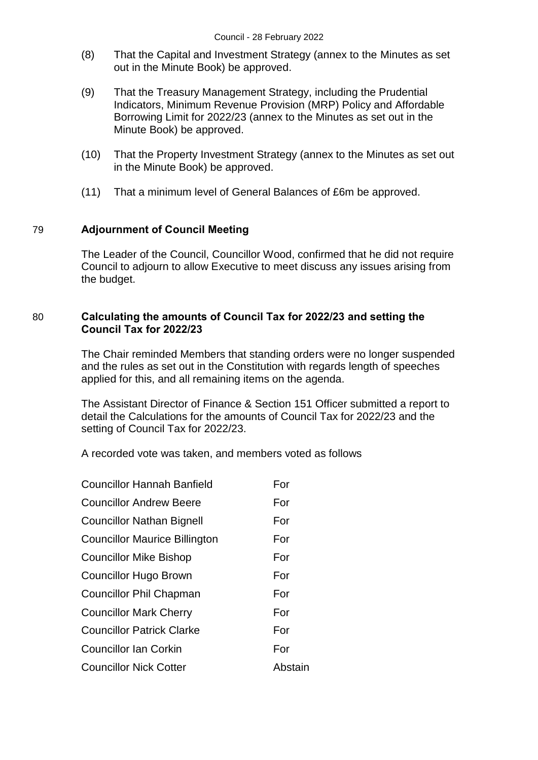(8) That the Capital and Investment Strategy (annex to the Minutes as set out in the Minute Book) be approved.

(9) That the Treasury Management Strategy, including the Prudential Indicators, Minimum Revenue Provision (MRP) Policy and Affordable Borrowing Limit for 2022/23 (annex to the Minutes as set out in the Minute Book) be approved.

(10) That the Property Investment Strategy (annex to the Minutes as set out in the Minute Book) be approved.

(11) That a minimum level of General Balances of £6m be approved.

## 79 Adjournment of Council Meeting

The Leader of the Council, Councillor Wood, confirmed that he did not require Council to adjourn to allow Executive to meet discuss any issues arising from the budget.

## 80 Calculating the amounts of Council Tax for 2022/23 and setting the Council Tax for 2022/23

The Chair reminded Members that standing orders were no longer suspended and the rules as set out in the Constitution with regards length of speeches applied for this, and all remaining items on the agenda.

The Assistant Director of Finance & Section 151 Officer submitted a report to detail the Calculations for the amounts of Council Tax for 2022/23 and the setting of Council Tax for 2022/23.

A recorded vote was taken, and members voted as follows

| | |
|---|---|
| Councillor Hannah Banfield | For |
| Councillor Andrew Beere | For |
| Councillor Nathan Bignell | For |
| Councillor Maurice Billington | For |
| Councillor Mike Bishop | For |
| Councillor Hugo Brown | For |
| Councillor Phil Chapman | For |
| Councillor Mark Cherry | For |
| Councillor Patrick Clarke | For |
| Councillor Ian Corkin | For |
| Councillor Nick Cotter | Abstain |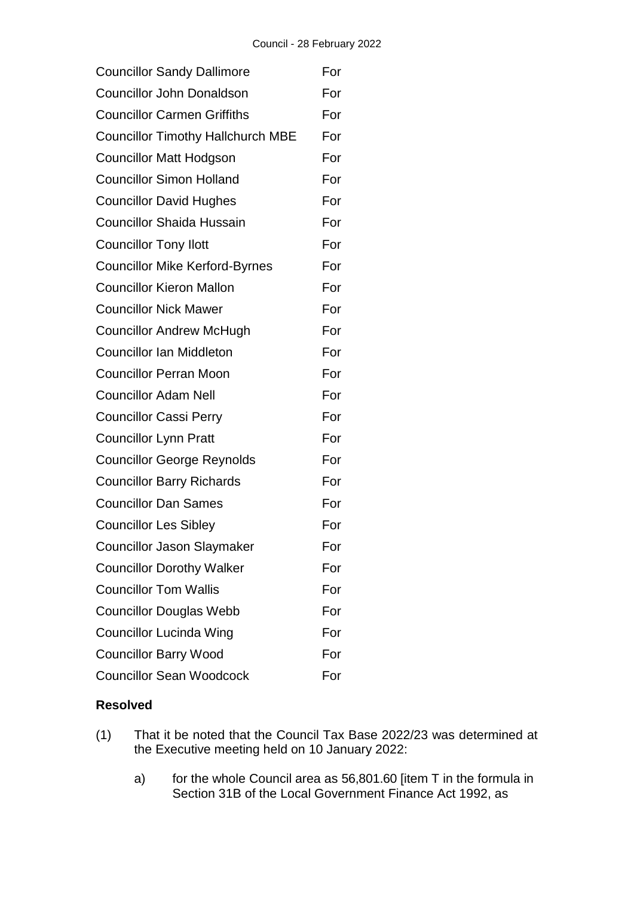| | |
|---|---|
| Councillor Sandy Dallimore | For |
| Councillor John Donaldson | For |
| Councillor Carmen Griffiths | For |
| Councillor Timothy Hallchurch MBE | For |
| Councillor Matt Hodgson | For |
| Councillor Simon Holland | For |
| Councillor David Hughes | For |
| Councillor Shaida Hussain | For |
| Councillor Tony Ilott | For |
| Councillor Mike Kerford-Byrnes | For |
| Councillor Kieron Mallon | For |
| Councillor Nick Mawer | For |
| Councillor Andrew McHugh | For |
| Councillor Ian Middleton | For |
| Councillor Perran Moon | For |
| Councillor Adam Nell | For |
| Councillor Cassi Perry | For |
| Councillor Lynn Pratt | For |
| Councillor George Reynolds | For |
| Councillor Barry Richards | For |
| Councillor Dan Sames | For |
| Councillor Les Sibley | For |
| Councillor Jason Slaymaker | For |
| Councillor Dorothy Walker | For |
| Councillor Tom Wallis | For |
| Councillor Douglas Webb | For |
| Councillor Lucinda Wing | For |
| Councillor Barry Wood | For |
| Councillor Sean Woodcock | For |

**Resolved**

(1) That it be noted that the Council Tax Base 2022/23 was determined at the Executive meeting held on 10 January 2022:

a) for the whole Council area as 56,801.60 [item T in the formula in Section 31B of the Local Government Finance Act 1992, as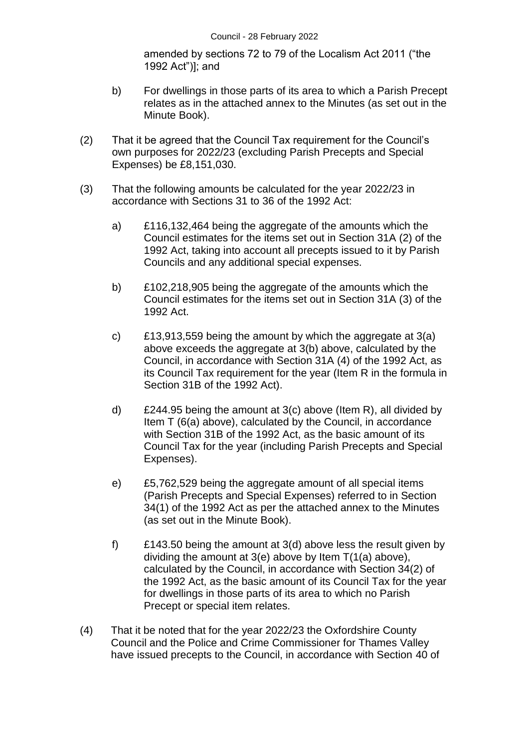amended by sections 72 to 79 of the Localism Act 2011 ("the 1992 Act")]; and

b) For dwellings in those parts of its area to which a Parish Precept relates as in the attached annex to the Minutes (as set out in the Minute Book).

(2) That it be agreed that the Council Tax requirement for the Council's own purposes for 2022/23 (excluding Parish Precepts and Special Expenses) be £8,151,030.

(3) That the following amounts be calculated for the year 2022/23 in accordance with Sections 31 to 36 of the 1992 Act:

a) £116,132,464 being the aggregate of the amounts which the Council estimates for the items set out in Section 31A (2) of the 1992 Act, taking into account all precepts issued to it by Parish Councils and any additional special expenses.

b) £102,218,905 being the aggregate of the amounts which the Council estimates for the items set out in Section 31A (3) of the 1992 Act.

c) £13,913,559 being the amount by which the aggregate at 3(a) above exceeds the aggregate at 3(b) above, calculated by the Council, in accordance with Section 31A (4) of the 1992 Act, as its Council Tax requirement for the year (Item R in the formula in Section 31B of the 1992 Act).

d) £244.95 being the amount at 3(c) above (Item R), all divided by Item T (6(a) above), calculated by the Council, in accordance with Section 31B of the 1992 Act, as the basic amount of its Council Tax for the year (including Parish Precepts and Special Expenses).

e) £5,762,529 being the aggregate amount of all special items (Parish Precepts and Special Expenses) referred to in Section 34(1) of the 1992 Act as per the attached annex to the Minutes (as set out in the Minute Book).

f) £143.50 being the amount at 3(d) above less the result given by dividing the amount at 3(e) above by Item T(1(a) above), calculated by the Council, in accordance with Section 34(2) of the 1992 Act, as the basic amount of its Council Tax for the year for dwellings in those parts of its area to which no Parish Precept or special item relates.

(4) That it be noted that for the year 2022/23 the Oxfordshire County Council and the Police and Crime Commissioner for Thames Valley have issued precepts to the Council, in accordance with Section 40 of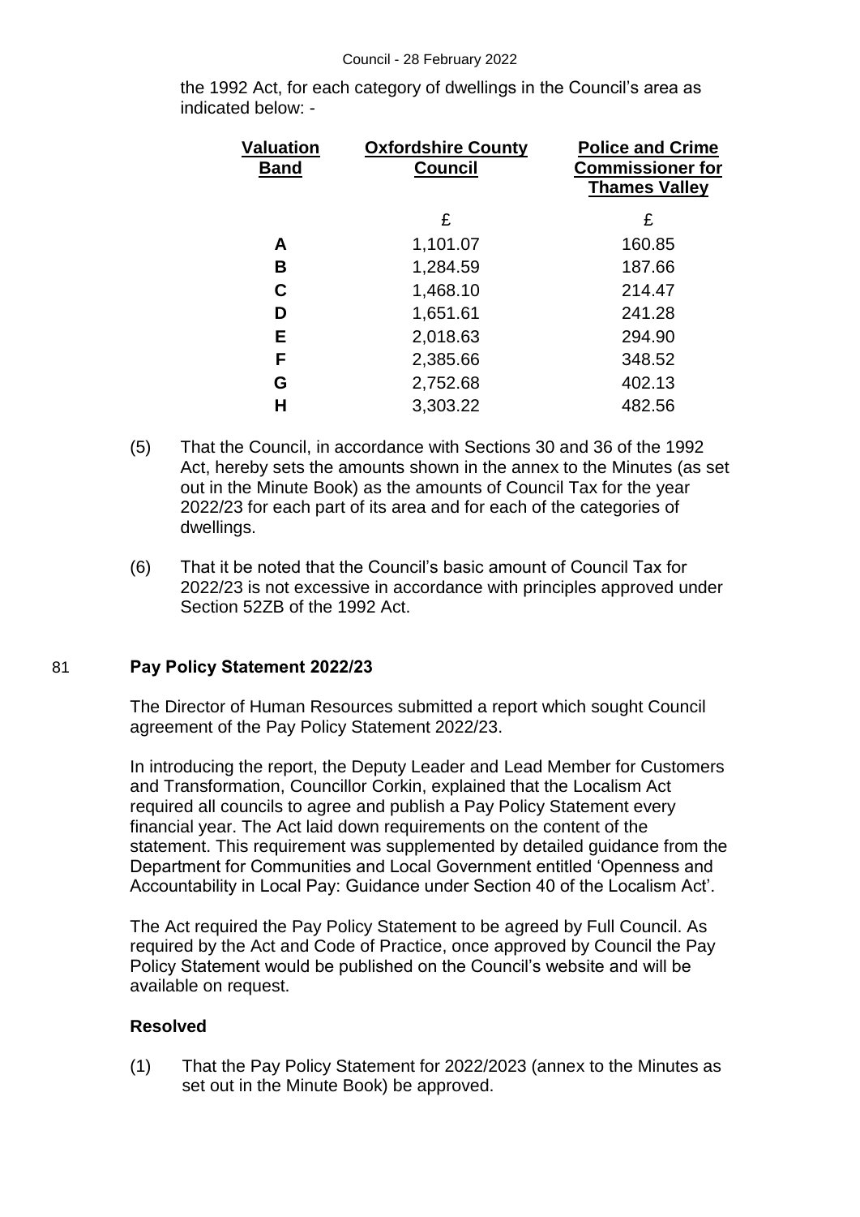the 1992 Act, for each category of dwellings in the Council's area as indicated below: -

| Valuation Band | Oxfordshire County Council | Police and Crime Commissioner for Thames Valley |
|---|---|---|
| | £ | £ |
| A | 1,101.07 | 160.85 |
| B | 1,284.59 | 187.66 |
| C | 1,468.10 | 214.47 |
| D | 1,651.61 | 241.28 |
| E | 2,018.63 | 294.90 |
| F | 2,385.66 | 348.52 |
| G | 2,752.68 | 402.13 |
| H | 3,303.22 | 482.56 |

(5) That the Council, in accordance with Sections 30 and 36 of the 1992 Act, hereby sets the amounts shown in the annex to the Minutes (as set out in the Minute Book) as the amounts of Council Tax for the year 2022/23 for each part of its area and for each of the categories of dwellings.

(6) That it be noted that the Council's basic amount of Council Tax for 2022/23 is not excessive in accordance with principles approved under Section 52ZB of the 1992 Act.

## 81 Pay Policy Statement 2022/23

The Director of Human Resources submitted a report which sought Council agreement of the Pay Policy Statement 2022/23.

In introducing the report, the Deputy Leader and Lead Member for Customers and Transformation, Councillor Corkin, explained that the Localism Act required all councils to agree and publish a Pay Policy Statement every financial year. The Act laid down requirements on the content of the statement. This requirement was supplemented by detailed guidance from the Department for Communities and Local Government entitled 'Openness and Accountability in Local Pay: Guidance under Section 40 of the Localism Act'.

The Act required the Pay Policy Statement to be agreed by Full Council. As required by the Act and Code of Practice, once approved by Council the Pay Policy Statement would be published on the Council's website and will be available on request.

**Resolved**

(1) That the Pay Policy Statement for 2022/2023 (annex to the Minutes as set out in the Minute Book) be approved.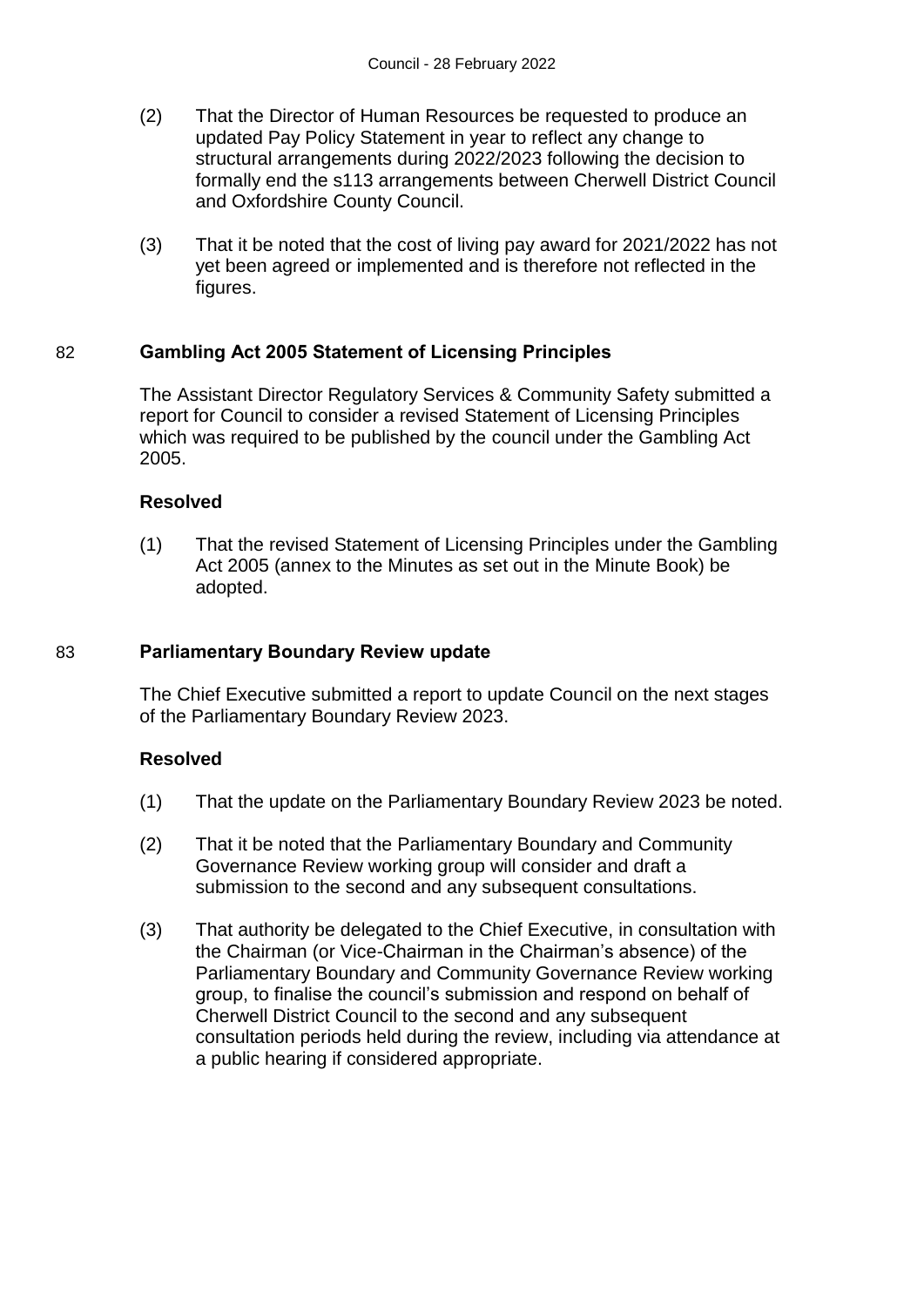(2) That the Director of Human Resources be requested to produce an updated Pay Policy Statement in year to reflect any change to structural arrangements during 2022/2023 following the decision to formally end the s113 arrangements between Cherwell District Council and Oxfordshire County Council.

(3) That it be noted that the cost of living pay award for 2021/2022 has not yet been agreed or implemented and is therefore not reflected in the figures.

## 82 Gambling Act 2005 Statement of Licensing Principles

The Assistant Director Regulatory Services & Community Safety submitted a report for Council to consider a revised Statement of Licensing Principles which was required to be published by the council under the Gambling Act 2005.

**Resolved**

(1) That the revised Statement of Licensing Principles under the Gambling Act 2005 (annex to the Minutes as set out in the Minute Book) be adopted.

## 83 Parliamentary Boundary Review update

The Chief Executive submitted a report to update Council on the next stages of the Parliamentary Boundary Review 2023.

**Resolved**

(1) That the update on the Parliamentary Boundary Review 2023 be noted.

(2) That it be noted that the Parliamentary Boundary and Community Governance Review working group will consider and draft a submission to the second and any subsequent consultations.

(3) That authority be delegated to the Chief Executive, in consultation with the Chairman (or Vice-Chairman in the Chairman's absence) of the Parliamentary Boundary and Community Governance Review working group, to finalise the council's submission and respond on behalf of Cherwell District Council to the second and any subsequent consultation periods held during the review, including via attendance at a public hearing if considered appropriate.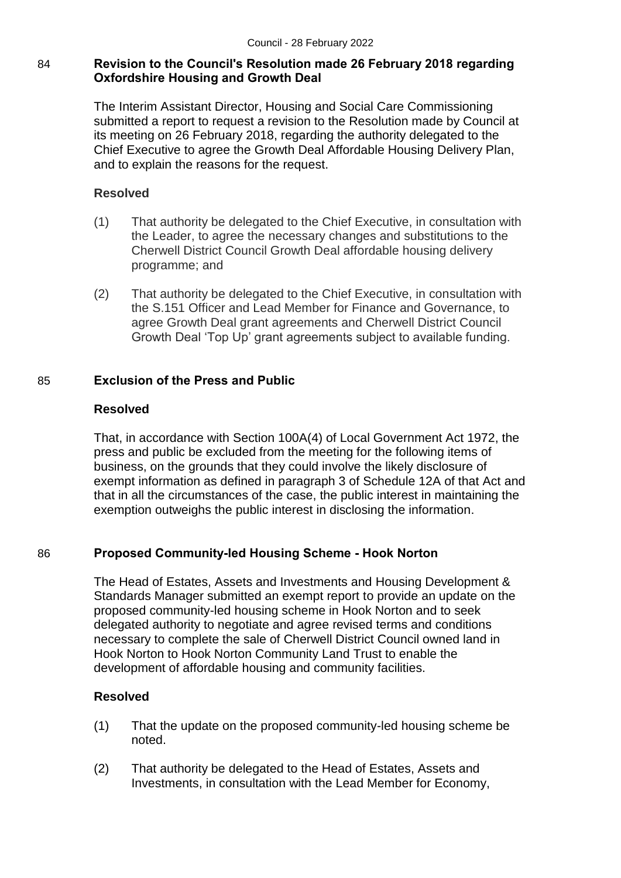## 84 Revision to the Council's Resolution made 26 February 2018 regarding Oxfordshire Housing and Growth Deal

The Interim Assistant Director, Housing and Social Care Commissioning submitted a report to request a revision to the Resolution made by Council at its meeting on 26 February 2018, regarding the authority delegated to the Chief Executive to agree the Growth Deal Affordable Housing Delivery Plan, and to explain the reasons for the request.

**Resolved**

(1) That authority be delegated to the Chief Executive, in consultation with the Leader, to agree the necessary changes and substitutions to the Cherwell District Council Growth Deal affordable housing delivery programme; and

(2) That authority be delegated to the Chief Executive, in consultation with the S.151 Officer and Lead Member for Finance and Governance, to agree Growth Deal grant agreements and Cherwell District Council Growth Deal 'Top Up' grant agreements subject to available funding.

## 85 Exclusion of the Press and Public

**Resolved**

That, in accordance with Section 100A(4) of Local Government Act 1972, the press and public be excluded from the meeting for the following items of business, on the grounds that they could involve the likely disclosure of exempt information as defined in paragraph 3 of Schedule 12A of that Act and that in all the circumstances of the case, the public interest in maintaining the exemption outweighs the public interest in disclosing the information.

## 86 Proposed Community-led Housing Scheme - Hook Norton

The Head of Estates, Assets and Investments and Housing Development & Standards Manager submitted an exempt report to provide an update on the proposed community-led housing scheme in Hook Norton and to seek delegated authority to negotiate and agree revised terms and conditions necessary to complete the sale of Cherwell District Council owned land in Hook Norton to Hook Norton Community Land Trust to enable the development of affordable housing and community facilities.

**Resolved**

(1) That the update on the proposed community-led housing scheme be noted.

(2) That authority be delegated to the Head of Estates, Assets and Investments, in consultation with the Lead Member for Economy,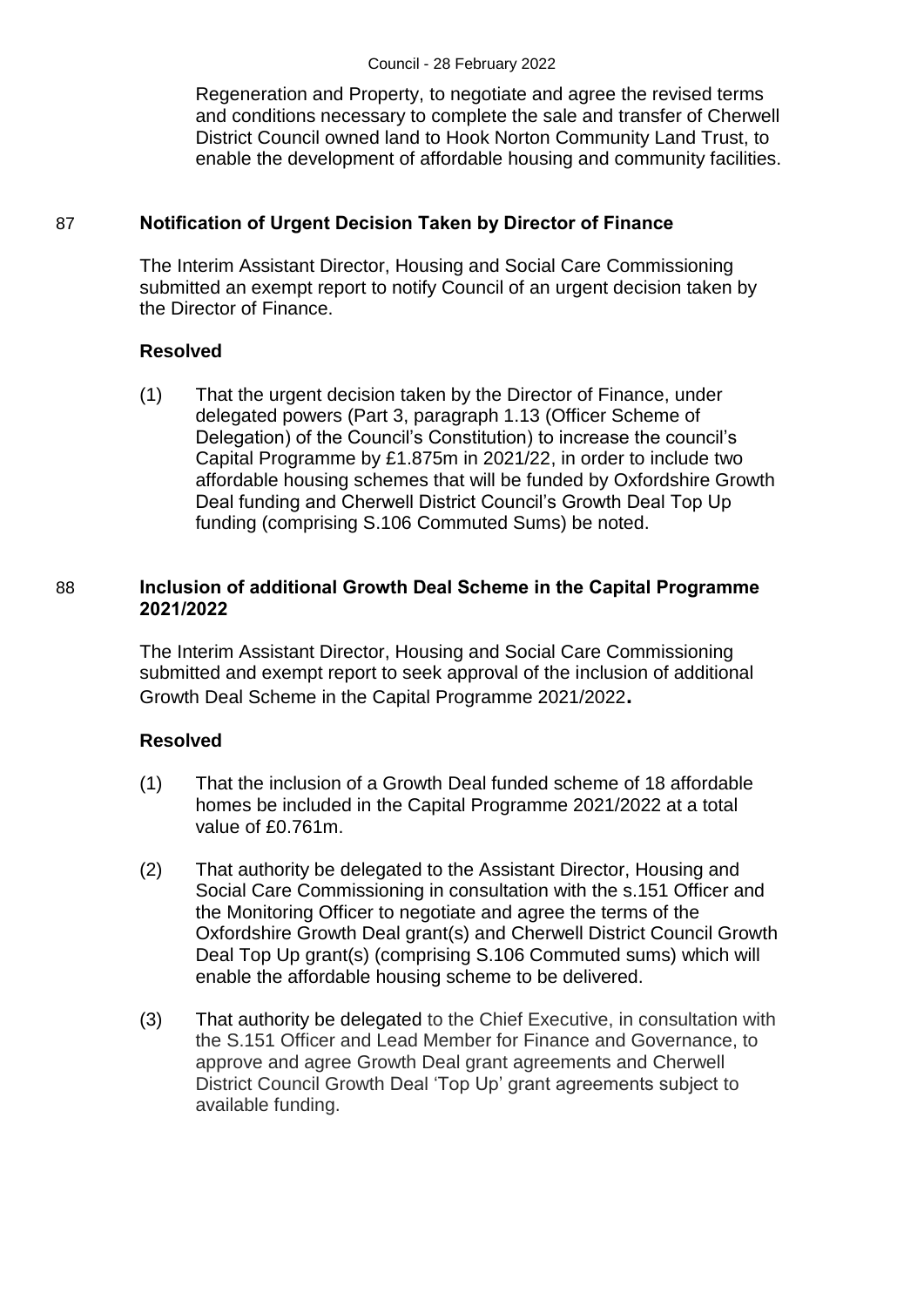Regeneration and Property, to negotiate and agree the revised terms and conditions necessary to complete the sale and transfer of Cherwell District Council owned land to Hook Norton Community Land Trust, to enable the development of affordable housing and community facilities.

## 87 Notification of Urgent Decision Taken by Director of Finance

The Interim Assistant Director, Housing and Social Care Commissioning submitted an exempt report to notify Council of an urgent decision taken by the Director of Finance.

### Resolved

(1) That the urgent decision taken by the Director of Finance, under delegated powers (Part 3, paragraph 1.13 (Officer Scheme of Delegation) of the Council's Constitution) to increase the council's Capital Programme by £1.875m in 2021/22, in order to include two affordable housing schemes that will be funded by Oxfordshire Growth Deal funding and Cherwell District Council's Growth Deal Top Up funding (comprising S.106 Commuted Sums) be noted.

## 88 Inclusion of additional Growth Deal Scheme in the Capital Programme 2021/2022

The Interim Assistant Director, Housing and Social Care Commissioning submitted and exempt report to seek approval of the inclusion of additional Growth Deal Scheme in the Capital Programme 2021/2022**.**

### Resolved

(1) That the inclusion of a Growth Deal funded scheme of 18 affordable homes be included in the Capital Programme 2021/2022 at a total value of £0.761m.

(2) That authority be delegated to the Assistant Director, Housing and Social Care Commissioning in consultation with the s.151 Officer and the Monitoring Officer to negotiate and agree the terms of the Oxfordshire Growth Deal grant(s) and Cherwell District Council Growth Deal Top Up grant(s) (comprising S.106 Commuted sums) which will enable the affordable housing scheme to be delivered.

(3) That authority be delegated to the Chief Executive, in consultation with the S.151 Officer and Lead Member for Finance and Governance, to approve and agree Growth Deal grant agreements and Cherwell District Council Growth Deal 'Top Up' grant agreements subject to available funding.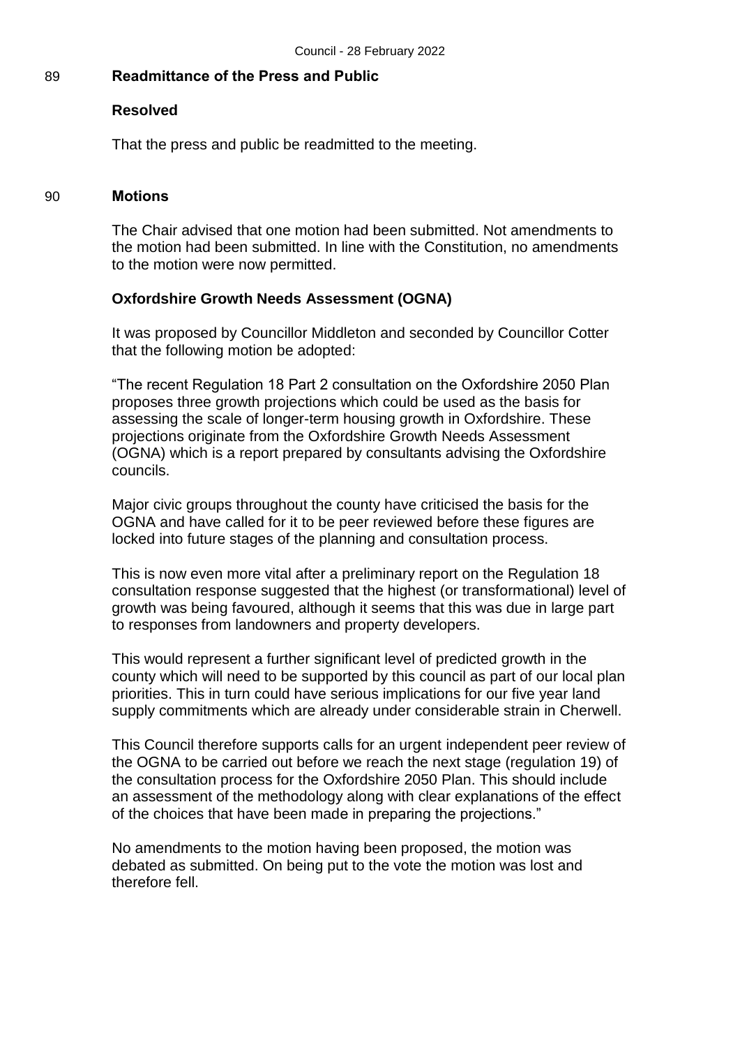89 **Readmittance of the Press and Public**

**Resolved**

That the press and public be readmitted to the meeting.

90 **Motions**

The Chair advised that one motion had been submitted. Not amendments to the motion had been submitted. In line with the Constitution, no amendments to the motion were now permitted.

**Oxfordshire Growth Needs Assessment (OGNA)**

It was proposed by Councillor Middleton and seconded by Councillor Cotter that the following motion be adopted:

"The recent Regulation 18 Part 2 consultation on the Oxfordshire 2050 Plan proposes three growth projections which could be used as the basis for assessing the scale of longer-term housing growth in Oxfordshire. These projections originate from the Oxfordshire Growth Needs Assessment (OGNA) which is a report prepared by consultants advising the Oxfordshire councils.

Major civic groups throughout the county have criticised the basis for the OGNA and have called for it to be peer reviewed before these figures are locked into future stages of the planning and consultation process.

This is now even more vital after a preliminary report on the Regulation 18 consultation response suggested that the highest (or transformational) level of growth was being favoured, although it seems that this was due in large part to responses from landowners and property developers.

This would represent a further significant level of predicted growth in the county which will need to be supported by this council as part of our local plan priorities. This in turn could have serious implications for our five year land supply commitments which are already under considerable strain in Cherwell.

This Council therefore supports calls for an urgent independent peer review of the OGNA to be carried out before we reach the next stage (regulation 19) of the consultation process for the Oxfordshire 2050 Plan. This should include an assessment of the methodology along with clear explanations of the effect of the choices that have been made in preparing the projections."

No amendments to the motion having been proposed, the motion was debated as submitted. On being put to the vote the motion was lost and therefore fell.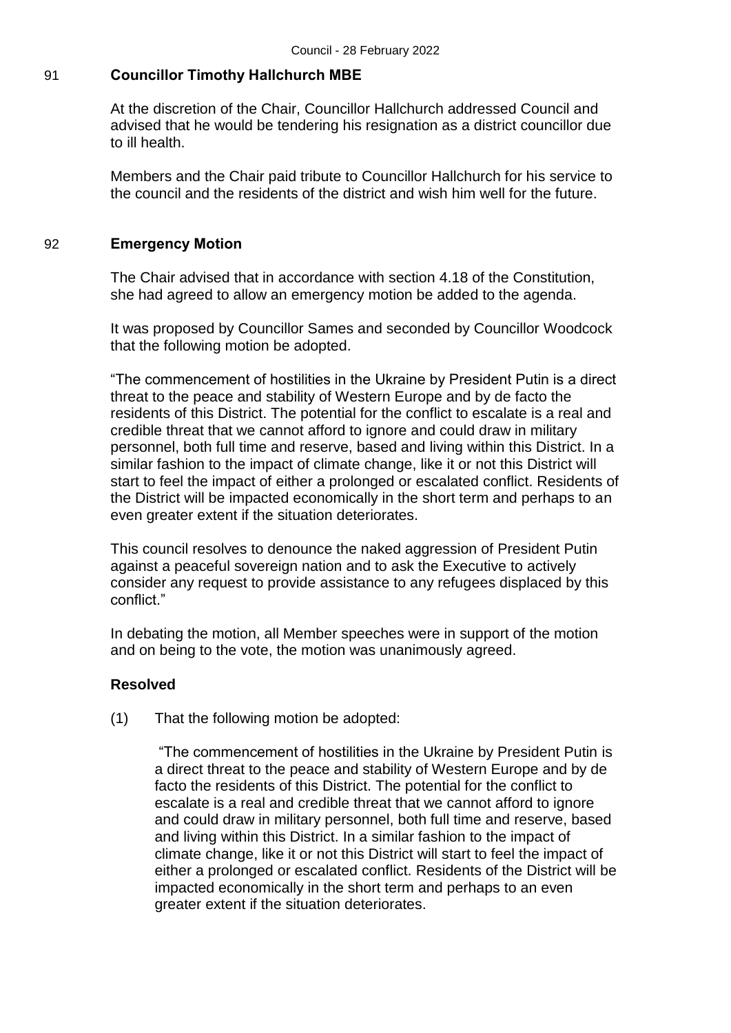## 91 Councillor Timothy Hallchurch MBE

At the discretion of the Chair, Councillor Hallchurch addressed Council and advised that he would be tendering his resignation as a district councillor due to ill health.

Members and the Chair paid tribute to Councillor Hallchurch for his service to the council and the residents of the district and wish him well for the future.

## 92 Emergency Motion

The Chair advised that in accordance with section 4.18 of the Constitution, she had agreed to allow an emergency motion be added to the agenda.

It was proposed by Councillor Sames and seconded by Councillor Woodcock that the following motion be adopted.

"The commencement of hostilities in the Ukraine by President Putin is a direct threat to the peace and stability of Western Europe and by de facto the residents of this District. The potential for the conflict to escalate is a real and credible threat that we cannot afford to ignore and could draw in military personnel, both full time and reserve, based and living within this District. In a similar fashion to the impact of climate change, like it or not this District will start to feel the impact of either a prolonged or escalated conflict. Residents of the District will be impacted economically in the short term and perhaps to an even greater extent if the situation deteriorates.

This council resolves to denounce the naked aggression of President Putin against a peaceful sovereign nation and to ask the Executive to actively consider any request to provide assistance to any refugees displaced by this conflict."

In debating the motion, all Member speeches were in support of the motion and on being to the vote, the motion was unanimously agreed.

**Resolved**

(1) That the following motion be adopted:

"The commencement of hostilities in the Ukraine by President Putin is a direct threat to the peace and stability of Western Europe and by de facto the residents of this District. The potential for the conflict to escalate is a real and credible threat that we cannot afford to ignore and could draw in military personnel, both full time and reserve, based and living within this District. In a similar fashion to the impact of climate change, like it or not this District will start to feel the impact of either a prolonged or escalated conflict. Residents of the District will be impacted economically in the short term and perhaps to an even greater extent if the situation deteriorates.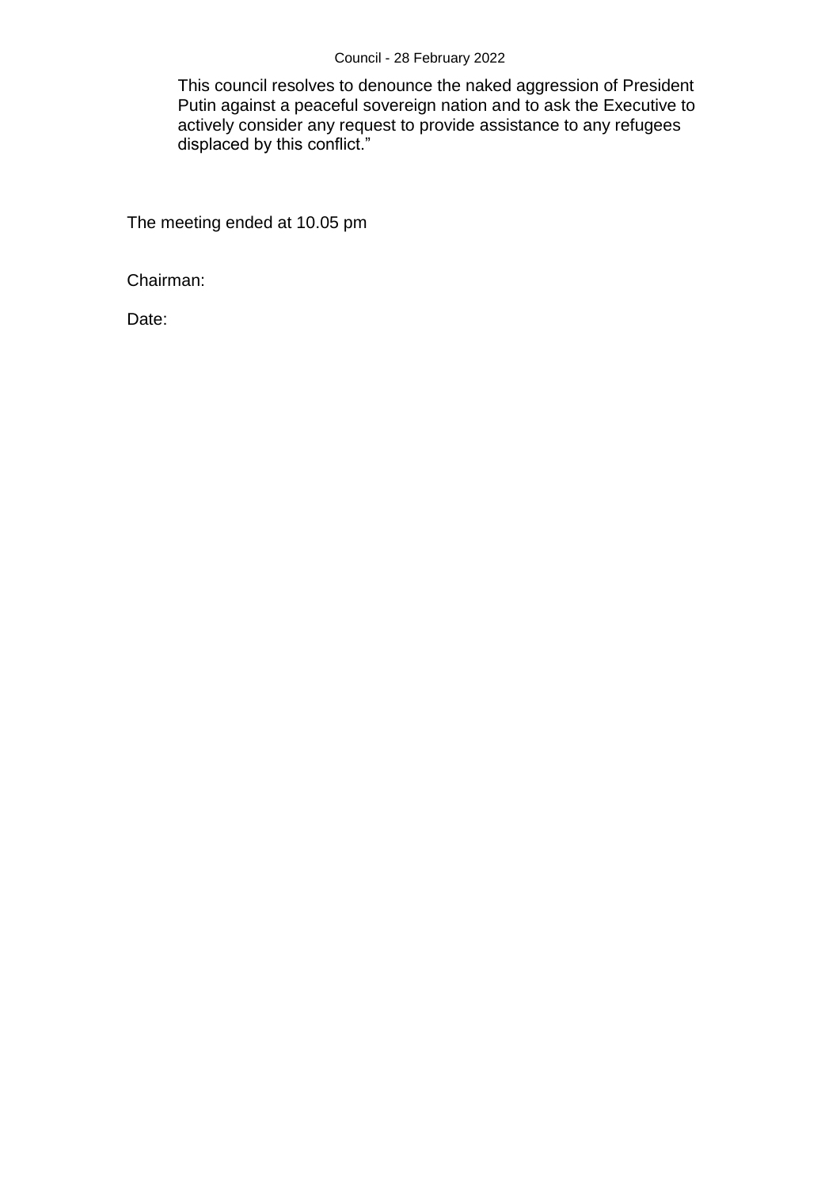This council resolves to denounce the naked aggression of President Putin against a peaceful sovereign nation and to ask the Executive to actively consider any request to provide assistance to any refugees displaced by this conflict."

The meeting ended at 10.05 pm

Chairman:

Date: